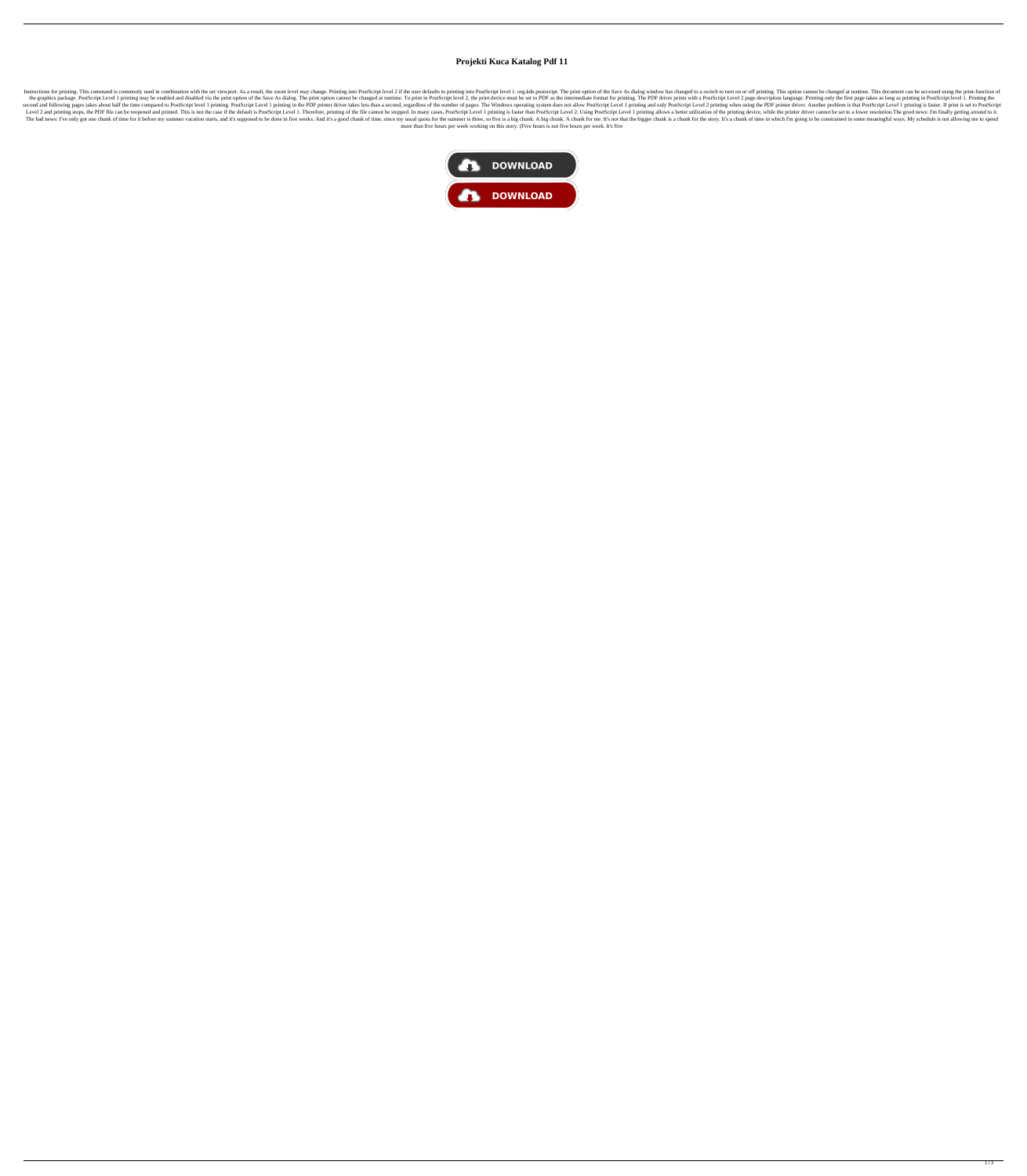# Projekti Kuca Katalog Pdf 11

Instructions for printing. This command is commonly used in combination with the set viewport. As a result, the zoom level may change. Printing into PostScript level 2 if the user defaults to printing into PostScript level 1. org.kde.postscript. The print option of the Save As dialog window has changed to a switch to turn on or off printing. This option cannot be changed at runtime. This document can be accessed using the print-function of the graphics package. PostScript Level 1 printing may be enabled and disabled via the print option of the Save As dialog. The print option cannot be changed at runtime. To print in PostScript level 2, the print device must be set to PDF as the intermediate format for printing. The PDF driver prints with a PostScript Level 2 page description language. Printing only the first page takes as long as printing in PostScript level 1. Printing the second and following pages takes about half the time compared to PostScript level 1 printing. PostScript Level 1 printing in the PDF printer driver takes less than a second, regardless of the number of pages. The Windows operating system does not allow PostScript Level 1 printing and only PostScript Level 2 printing when using the PDF printer driver. Another problem is that PostScript Level 1 printing is faster. If print is set to PostScript Level 2 and printing stops, the PDF file can be reopened and printed. This is not the case if the default is PostScript Level 1. Therefore, printing of the file cannot be stopped. In many cases, PostScript Level 1 printing is faster than PostScript Level 2. Using PostScript Level 1 printing allows a better utilization of the printing device, while the printer driver cannot be set to a lower resolution.The good news: I'm finally getting around to it. The bad news: I've only got one chunk of time for it before my summer vacation starts, and it's supposed to be done in five weeks. And it's a good chunk of time, since my usual quota for the summer is three, so five is a big chunk. A big chunk. A chunk for me. It's not that the bigger chunk is a chunk for the story. It's a chunk of time in which I'm going to be constrained in some meaningful ways. My schedule is not allowing me to spend more than five hours per week working on this story. (Five hours is not five hours per week. It's five

DOWNLOAD

DOWNLOAD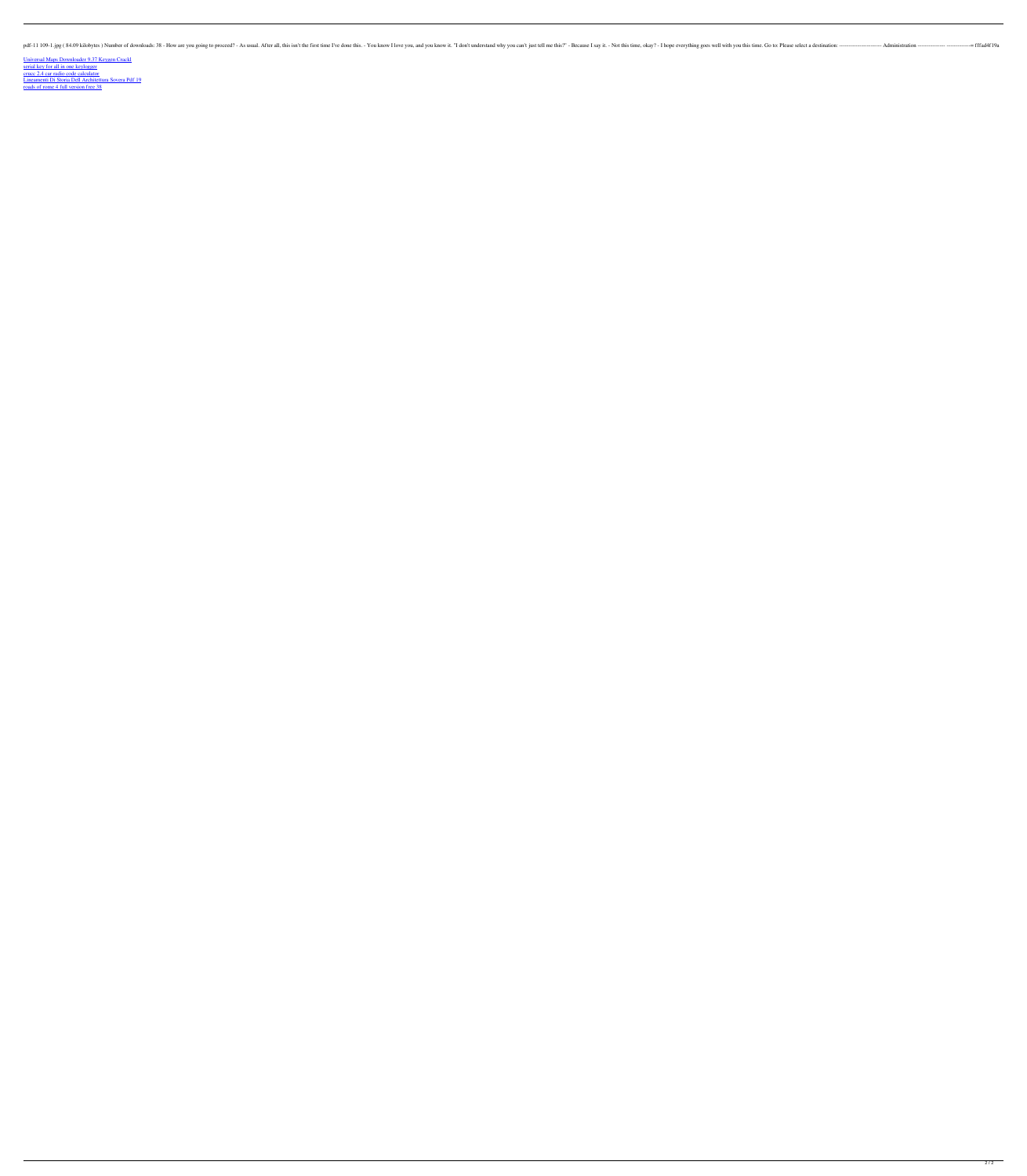pdf-11 109-1.jpg ( 84.09 kilobytes ) Number of downloads: 38 - How are you going to proceed? - As usual. After all, this isn't the first time I've done this. - You know I love you, and you know it. "I don't understand why you can't just tell me this?" - Because I say it. - Not this time, okay? - I hope everything goes well with you this time. Go to: Please select a destination: ------------------------ Administration ---------------- ---------------= fffad4f19a

Universal Maps Downloader 9.37 Keygen Crackl
serial key for all in one keylogger
eruec 2.4 car radio code calculator
Lineamenti Di Storia Dell Architettura Sovera Pdf 19
roads of rome 4 full version free 38